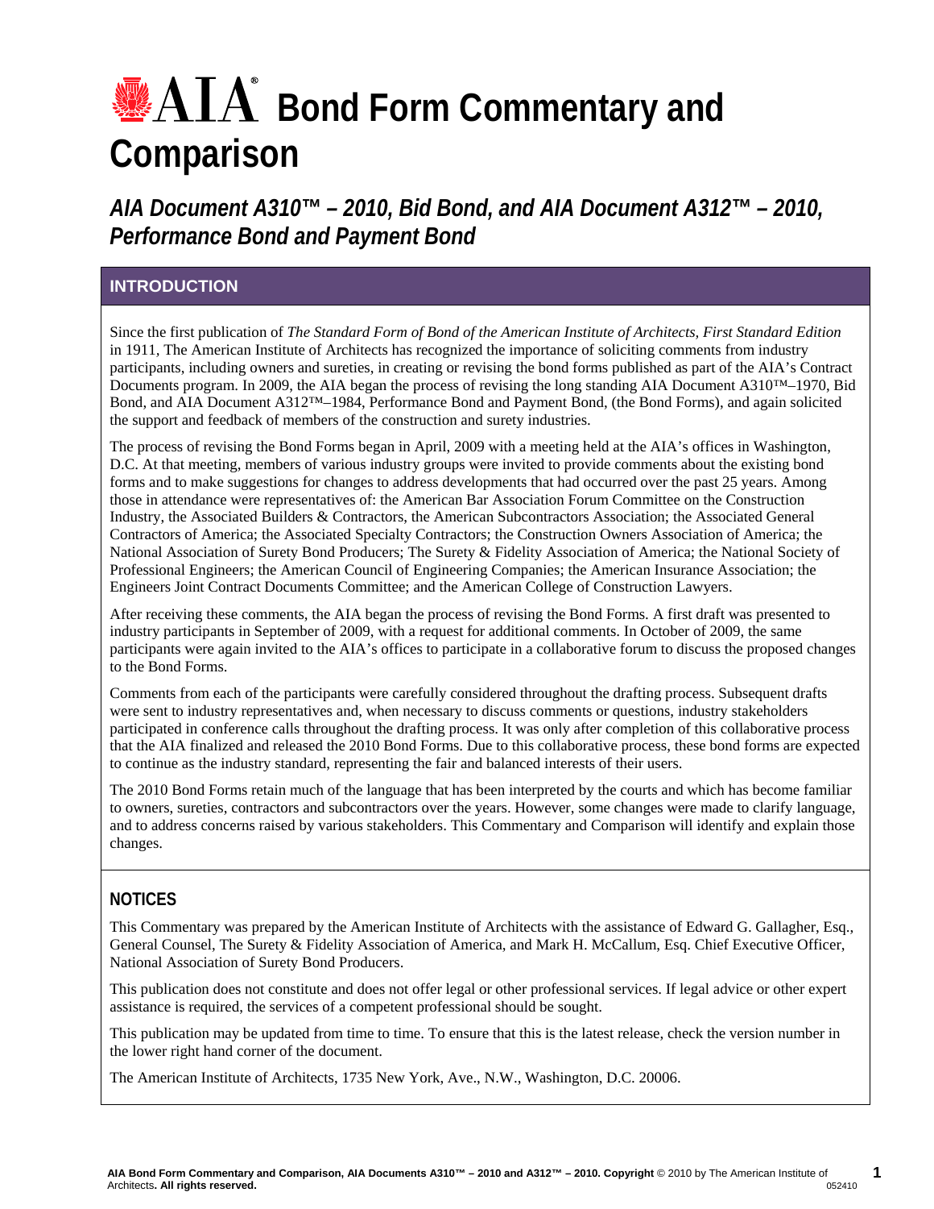# AIA Bond Form Commentary and Comparison

## *AIA Document A310™ – 2010, Bid Bond, and AIA Document A312™ – 2010, Performance Bond and Payment Bond*

### INTRODUCTION

Since the first publication of *The Standard Form of Bond of the American Institute of Architects, First Standard Edition* in 1911, The American Institute of Architects has recognized the importance of soliciting comments from industry participants, including owners and sureties, in creating or revising the bond forms published as part of the AIA's Contract Documents program. In 2009, the AIA began the process of revising the long standing AIA Document A310™–1970, Bid Bond, and AIA Document A312™–1984, Performance Bond and Payment Bond, (the Bond Forms), and again solicited the support and feedback of members of the construction and surety industries.

The process of revising the Bond Forms began in April, 2009 with a meeting held at the AIA's offices in Washington, D.C. At that meeting, members of various industry groups were invited to provide comments about the existing bond forms and to make suggestions for changes to address developments that had occurred over the past 25 years. Among those in attendance were representatives of: the American Bar Association Forum Committee on the Construction Industry, the Associated Builders & Contractors, the American Subcontractors Association; the Associated General Contractors of America; the Associated Specialty Contractors; the Construction Owners Association of America; the National Association of Surety Bond Producers; The Surety & Fidelity Association of America; the National Society of Professional Engineers; the American Council of Engineering Companies; the American Insurance Association; the Engineers Joint Contract Documents Committee; and the American College of Construction Lawyers.

After receiving these comments, the AIA began the process of revising the Bond Forms. A first draft was presented to industry participants in September of 2009, with a request for additional comments. In October of 2009, the same participants were again invited to the AIA's offices to participate in a collaborative forum to discuss the proposed changes to the Bond Forms.

Comments from each of the participants were carefully considered throughout the drafting process. Subsequent drafts were sent to industry representatives and, when necessary to discuss comments or questions, industry stakeholders participated in conference calls throughout the drafting process. It was only after completion of this collaborative process that the AIA finalized and released the 2010 Bond Forms. Due to this collaborative process, these bond forms are expected to continue as the industry standard, representing the fair and balanced interests of their users.

The 2010 Bond Forms retain much of the language that has been interpreted by the courts and which has become familiar to owners, sureties, contractors and subcontractors over the years. However, some changes were made to clarify language, and to address concerns raised by various stakeholders. This Commentary and Comparison will identify and explain those changes.

### NOTICES

This Commentary was prepared by the American Institute of Architects with the assistance of Edward G. Gallagher, Esq., General Counsel, The Surety & Fidelity Association of America, and Mark H. McCallum, Esq. Chief Executive Officer, National Association of Surety Bond Producers.

This publication does not constitute and does not offer legal or other professional services. If legal advice or other expert assistance is required, the services of a competent professional should be sought.

This publication may be updated from time to time. To ensure that this is the latest release, check the version number in the lower right hand corner of the document.

The American Institute of Architects, 1735 New York, Ave., N.W., Washington, D.C. 20006.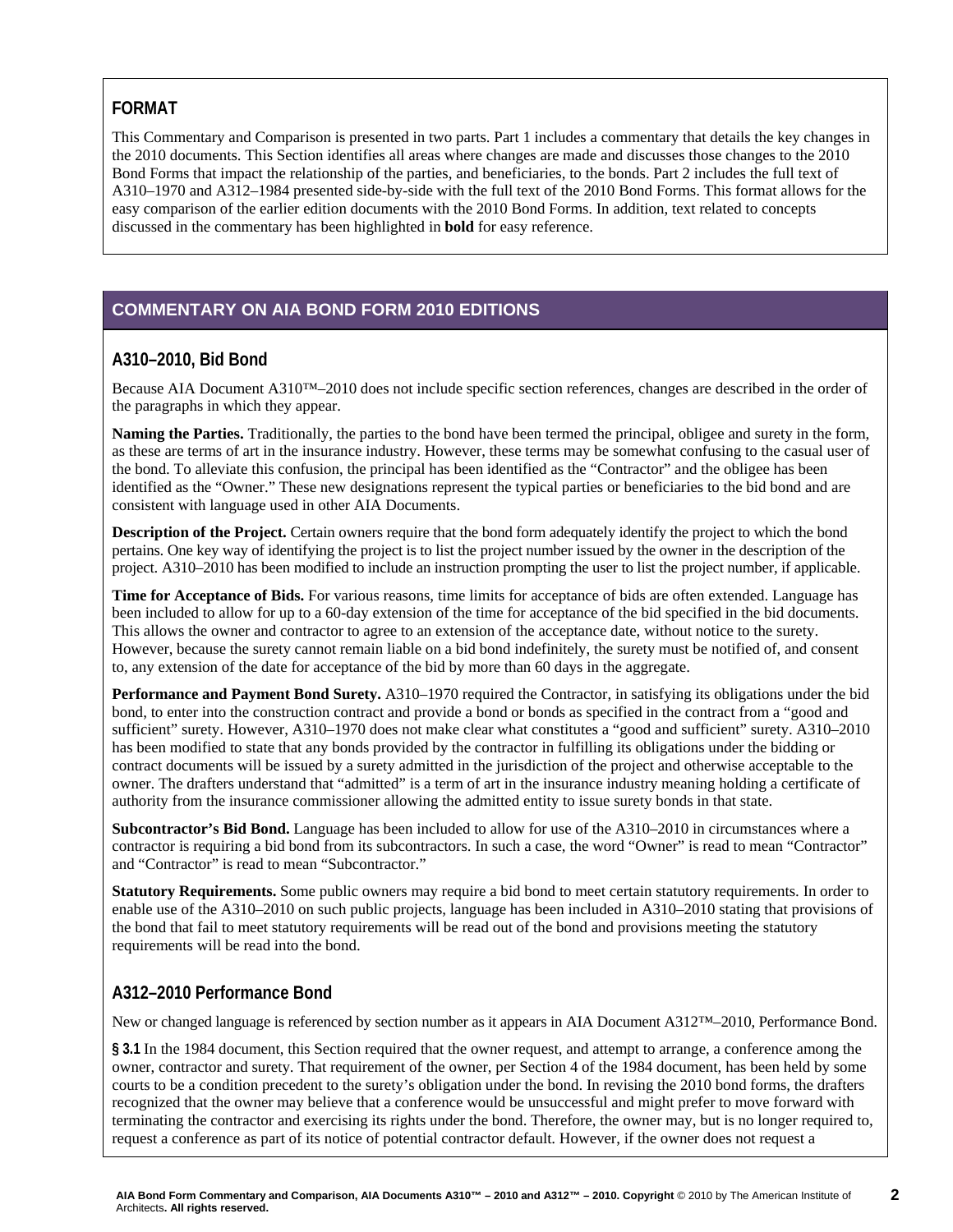## FORMAT

This Commentary and Comparison is presented in two parts. Part 1 includes a commentary that details the key changes in the 2010 documents. This Section identifies all areas where changes are made and discusses those changes to the 2010 Bond Forms that impact the relationship of the parties, and beneficiaries, to the bonds. Part 2 includes the full text of A310–1970 and A312–1984 presented side-by-side with the full text of the 2010 Bond Forms. This format allows for the easy comparison of the earlier edition documents with the 2010 Bond Forms. In addition, text related to concepts discussed in the commentary has been highlighted in **bold** for easy reference.

## COMMENTARY ON AIA BOND FORM 2010 EDITIONS

### A310–2010, Bid Bond

Because AIA Document A310™–2010 does not include specific section references, changes are described in the order of the paragraphs in which they appear.

**Naming the Parties.** Traditionally, the parties to the bond have been termed the principal, obligee and surety in the form, as these are terms of art in the insurance industry. However, these terms may be somewhat confusing to the casual user of the bond. To alleviate this confusion, the principal has been identified as the "Contractor" and the obligee has been identified as the "Owner." These new designations represent the typical parties or beneficiaries to the bid bond and are consistent with language used in other AIA Documents.

**Description of the Project.** Certain owners require that the bond form adequately identify the project to which the bond pertains. One key way of identifying the project is to list the project number issued by the owner in the description of the project. A310–2010 has been modified to include an instruction prompting the user to list the project number, if applicable.

**Time for Acceptance of Bids.** For various reasons, time limits for acceptance of bids are often extended. Language has been included to allow for up to a 60-day extension of the time for acceptance of the bid specified in the bid documents. This allows the owner and contractor to agree to an extension of the acceptance date, without notice to the surety. However, because the surety cannot remain liable on a bid bond indefinitely, the surety must be notified of, and consent to, any extension of the date for acceptance of the bid by more than 60 days in the aggregate.

**Performance and Payment Bond Surety.** A310–1970 required the Contractor, in satisfying its obligations under the bid bond, to enter into the construction contract and provide a bond or bonds as specified in the contract from a "good and sufficient" surety. However, A310–1970 does not make clear what constitutes a "good and sufficient" surety. A310–2010 has been modified to state that any bonds provided by the contractor in fulfilling its obligations under the bidding or contract documents will be issued by a surety admitted in the jurisdiction of the project and otherwise acceptable to the owner. The drafters understand that "admitted" is a term of art in the insurance industry meaning holding a certificate of authority from the insurance commissioner allowing the admitted entity to issue surety bonds in that state.

**Subcontractor's Bid Bond.** Language has been included to allow for use of the A310–2010 in circumstances where a contractor is requiring a bid bond from its subcontractors. In such a case, the word "Owner" is read to mean "Contractor" and "Contractor" is read to mean "Subcontractor."

**Statutory Requirements.** Some public owners may require a bid bond to meet certain statutory requirements. In order to enable use of the A310–2010 on such public projects, language has been included in A310–2010 stating that provisions of the bond that fail to meet statutory requirements will be read out of the bond and provisions meeting the statutory requirements will be read into the bond.

### A312–2010 Performance Bond

New or changed language is referenced by section number as it appears in AIA Document A312™–2010, Performance Bond.

**§ 3.1** In the 1984 document, this Section required that the owner request, and attempt to arrange, a conference among the owner, contractor and surety. That requirement of the owner, per Section 4 of the 1984 document, has been held by some courts to be a condition precedent to the surety's obligation under the bond. In revising the 2010 bond forms, the drafters recognized that the owner may believe that a conference would be unsuccessful and might prefer to move forward with terminating the contractor and exercising its rights under the bond. Therefore, the owner may, but is no longer required to, request a conference as part of its notice of potential contractor default. However, if the owner does not request a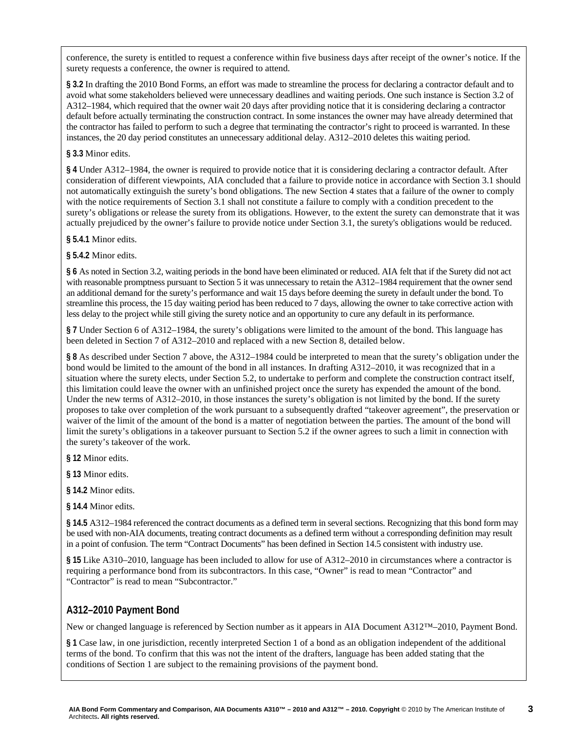conference, the surety is entitled to request a conference within five business days after receipt of the owner's notice. If the surety requests a conference, the owner is required to attend.

**§ 3.2** In drafting the 2010 Bond Forms, an effort was made to streamline the process for declaring a contractor default and to avoid what some stakeholders believed were unnecessary deadlines and waiting periods. One such instance is Section 3.2 of A312–1984, which required that the owner wait 20 days after providing notice that it is considering declaring a contractor default before actually terminating the construction contract. In some instances the owner may have already determined that the contractor has failed to perform to such a degree that terminating the contractor's right to proceed is warranted. In these instances, the 20 day period constitutes an unnecessary additional delay. A312–2010 deletes this waiting period.

**§ 3.3** Minor edits.

**§ 4** Under A312–1984, the owner is required to provide notice that it is considering declaring a contractor default. After consideration of different viewpoints, AIA concluded that a failure to provide notice in accordance with Section 3.1 should not automatically extinguish the surety's bond obligations. The new Section 4 states that a failure of the owner to comply with the notice requirements of Section 3.1 shall not constitute a failure to comply with a condition precedent to the surety's obligations or release the surety from its obligations. However, to the extent the surety can demonstrate that it was actually prejudiced by the owner's failure to provide notice under Section 3.1, the surety's obligations would be reduced.

**§ 5.4.1** Minor edits.

**§ 5.4.2** Minor edits.

**§ 6** As noted in Section 3.2, waiting periods in the bond have been eliminated or reduced. AIA felt that if the Surety did not act with reasonable promptness pursuant to Section 5 it was unnecessary to retain the A312–1984 requirement that the owner send an additional demand for the surety's performance and wait 15 days before deeming the surety in default under the bond. To streamline this process, the 15 day waiting period has been reduced to 7 days, allowing the owner to take corrective action with less delay to the project while still giving the surety notice and an opportunity to cure any default in its performance.

**§ 7** Under Section 6 of A312–1984, the surety's obligations were limited to the amount of the bond. This language has been deleted in Section 7 of A312–2010 and replaced with a new Section 8, detailed below.

**§ 8** As described under Section 7 above, the A312–1984 could be interpreted to mean that the surety's obligation under the bond would be limited to the amount of the bond in all instances. In drafting A312–2010, it was recognized that in a situation where the surety elects, under Section 5.2, to undertake to perform and complete the construction contract itself, this limitation could leave the owner with an unfinished project once the surety has expended the amount of the bond. Under the new terms of A312–2010, in those instances the surety's obligation is not limited by the bond. If the surety proposes to take over completion of the work pursuant to a subsequently drafted "takeover agreement", the preservation or waiver of the limit of the amount of the bond is a matter of negotiation between the parties. The amount of the bond will limit the surety's obligations in a takeover pursuant to Section 5.2 if the owner agrees to such a limit in connection with the surety's takeover of the work.

**§ 12** Minor edits.

**§ 13** Minor edits.

**§ 14.2** Minor edits.

**§ 14.4** Minor edits.

**§ 14.5** A312–1984 referenced the contract documents as a defined term in several sections. Recognizing that this bond form may be used with non-AIA documents, treating contract documents as a defined term without a corresponding definition may result in a point of confusion. The term "Contract Documents" has been defined in Section 14.5 consistent with industry use.

**§ 15** Like A310–2010, language has been included to allow for use of A312–2010 in circumstances where a contractor is requiring a performance bond from its subcontractors. In this case, "Owner" is read to mean "Contractor" and "Contractor" is read to mean "Subcontractor."

## A312–2010 Payment Bond

New or changed language is referenced by Section number as it appears in AIA Document A312™–2010, Payment Bond.

**§ 1** Case law, in one jurisdiction, recently interpreted Section 1 of a bond as an obligation independent of the additional terms of the bond. To confirm that this was not the intent of the drafters, language has been added stating that the conditions of Section 1 are subject to the remaining provisions of the payment bond.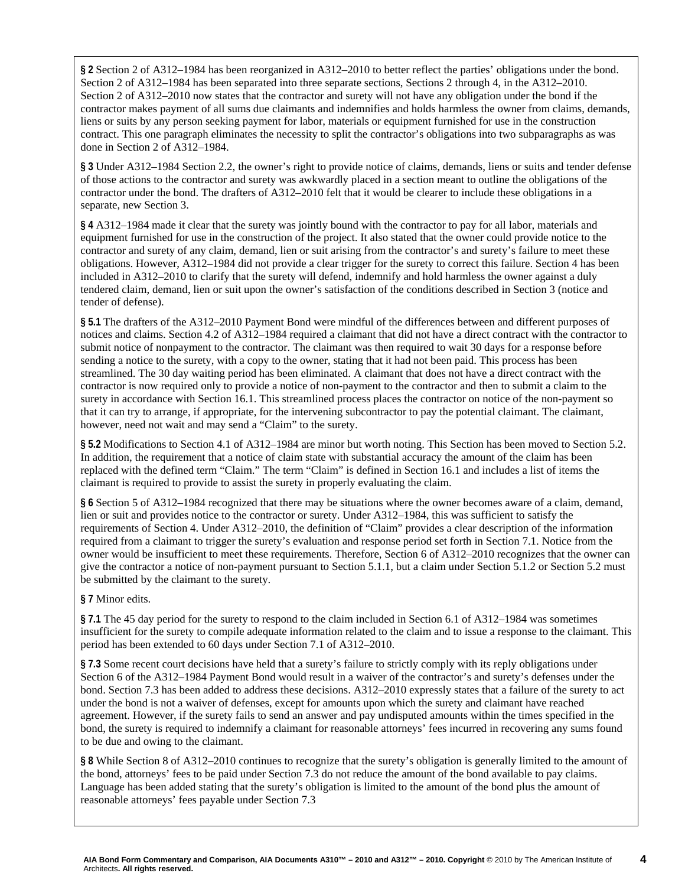**§ 2** Section 2 of A312–1984 has been reorganized in A312–2010 to better reflect the parties' obligations under the bond. Section 2 of A312–1984 has been separated into three separate sections, Sections 2 through 4, in the A312–2010. Section 2 of A312–2010 now states that the contractor and surety will not have any obligation under the bond if the contractor makes payment of all sums due claimants and indemnifies and holds harmless the owner from claims, demands, liens or suits by any person seeking payment for labor, materials or equipment furnished for use in the construction contract. This one paragraph eliminates the necessity to split the contractor's obligations into two subparagraphs as was done in Section 2 of A312–1984.

**§ 3** Under A312–1984 Section 2.2, the owner's right to provide notice of claims, demands, liens or suits and tender defense of those actions to the contractor and surety was awkwardly placed in a section meant to outline the obligations of the contractor under the bond. The drafters of A312–2010 felt that it would be clearer to include these obligations in a separate, new Section 3.

**§ 4** A312–1984 made it clear that the surety was jointly bound with the contractor to pay for all labor, materials and equipment furnished for use in the construction of the project. It also stated that the owner could provide notice to the contractor and surety of any claim, demand, lien or suit arising from the contractor's and surety's failure to meet these obligations. However, A312–1984 did not provide a clear trigger for the surety to correct this failure. Section 4 has been included in A312–2010 to clarify that the surety will defend, indemnify and hold harmless the owner against a duly tendered claim, demand, lien or suit upon the owner's satisfaction of the conditions described in Section 3 (notice and tender of defense).

**§ 5.1** The drafters of the A312–2010 Payment Bond were mindful of the differences between and different purposes of notices and claims. Section 4.2 of A312–1984 required a claimant that did not have a direct contract with the contractor to submit notice of nonpayment to the contractor. The claimant was then required to wait 30 days for a response before sending a notice to the surety, with a copy to the owner, stating that it had not been paid. This process has been streamlined. The 30 day waiting period has been eliminated. A claimant that does not have a direct contract with the contractor is now required only to provide a notice of non-payment to the contractor and then to submit a claim to the surety in accordance with Section 16.1. This streamlined process places the contractor on notice of the non-payment so that it can try to arrange, if appropriate, for the intervening subcontractor to pay the potential claimant. The claimant, however, need not wait and may send a "Claim" to the surety.

**§ 5.2** Modifications to Section 4.1 of A312–1984 are minor but worth noting. This Section has been moved to Section 5.2. In addition, the requirement that a notice of claim state with substantial accuracy the amount of the claim has been replaced with the defined term "Claim." The term "Claim" is defined in Section 16.1 and includes a list of items the claimant is required to provide to assist the surety in properly evaluating the claim.

**§ 6** Section 5 of A312–1984 recognized that there may be situations where the owner becomes aware of a claim, demand, lien or suit and provides notice to the contractor or surety. Under A312–1984, this was sufficient to satisfy the requirements of Section 4. Under A312–2010, the definition of "Claim" provides a clear description of the information required from a claimant to trigger the surety's evaluation and response period set forth in Section 7.1. Notice from the owner would be insufficient to meet these requirements. Therefore, Section 6 of A312–2010 recognizes that the owner can give the contractor a notice of non-payment pursuant to Section 5.1.1, but a claim under Section 5.1.2 or Section 5.2 must be submitted by the claimant to the surety.

**§ 7** Minor edits.

**§ 7.1** The 45 day period for the surety to respond to the claim included in Section 6.1 of A312–1984 was sometimes insufficient for the surety to compile adequate information related to the claim and to issue a response to the claimant. This period has been extended to 60 days under Section 7.1 of A312–2010.

**§ 7.3** Some recent court decisions have held that a surety's failure to strictly comply with its reply obligations under Section 6 of the A312–1984 Payment Bond would result in a waiver of the contractor's and surety's defenses under the bond. Section 7.3 has been added to address these decisions. A312–2010 expressly states that a failure of the surety to act under the bond is not a waiver of defenses, except for amounts upon which the surety and claimant have reached agreement. However, if the surety fails to send an answer and pay undisputed amounts within the times specified in the bond, the surety is required to indemnify a claimant for reasonable attorneys' fees incurred in recovering any sums found to be due and owing to the claimant.

**§ 8** While Section 8 of A312–2010 continues to recognize that the surety's obligation is generally limited to the amount of the bond, attorneys' fees to be paid under Section 7.3 do not reduce the amount of the bond available to pay claims. Language has been added stating that the surety's obligation is limited to the amount of the bond plus the amount of reasonable attorneys' fees payable under Section 7.3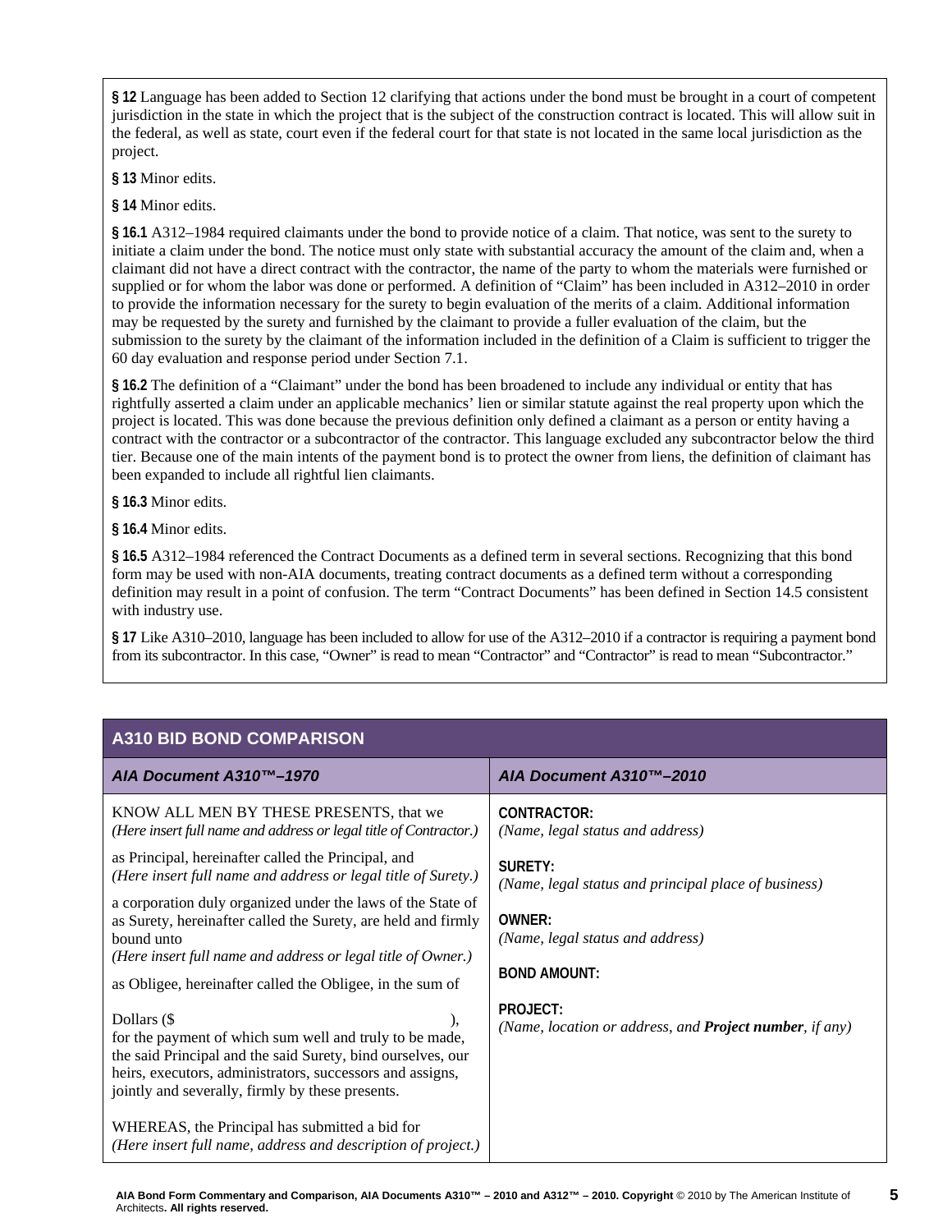**§ 12** Language has been added to Section 12 clarifying that actions under the bond must be brought in a court of competent jurisdiction in the state in which the project that is the subject of the construction contract is located. This will allow suit in the federal, as well as state, court even if the federal court for that state is not located in the same local jurisdiction as the project.

**§ 13** Minor edits.

**§ 14** Minor edits.

**§ 16.1** A312–1984 required claimants under the bond to provide notice of a claim. That notice, was sent to the surety to initiate a claim under the bond. The notice must only state with substantial accuracy the amount of the claim and, when a claimant did not have a direct contract with the contractor, the name of the party to whom the materials were furnished or supplied or for whom the labor was done or performed. A definition of "Claim" has been included in A312–2010 in order to provide the information necessary for the surety to begin evaluation of the merits of a claim. Additional information may be requested by the surety and furnished by the claimant to provide a fuller evaluation of the claim, but the submission to the surety by the claimant of the information included in the definition of a Claim is sufficient to trigger the 60 day evaluation and response period under Section 7.1.

**§ 16.2** The definition of a "Claimant" under the bond has been broadened to include any individual or entity that has rightfully asserted a claim under an applicable mechanics' lien or similar statute against the real property upon which the project is located. This was done because the previous definition only defined a claimant as a person or entity having a contract with the contractor or a subcontractor of the contractor. This language excluded any subcontractor below the third tier. Because one of the main intents of the payment bond is to protect the owner from liens, the definition of claimant has been expanded to include all rightful lien claimants.

**§ 16.3** Minor edits.

**§ 16.4** Minor edits.

**§ 16.5** A312–1984 referenced the Contract Documents as a defined term in several sections. Recognizing that this bond form may be used with non-AIA documents, treating contract documents as a defined term without a corresponding definition may result in a point of confusion. The term "Contract Documents" has been defined in Section 14.5 consistent with industry use.

**§ 17** Like A310–2010, language has been included to allow for use of the A312–2010 if a contractor is requiring a payment bond from its subcontractor. In this case, "Owner" is read to mean "Contractor" and "Contractor" is read to mean "Subcontractor."

## A310 BID BOND COMPARISON

| *AIA Document A310™–1970* | *AIA Document A310™–2010* |
|---|---|
| KNOW ALL MEN BY THESE PRESENTS, that we *(Here insert full name and address or legal title of Contractor.)* | **CONTRACTOR:** *(Name, legal status and address)* |
| as Principal, hereinafter called the Principal, and *(Here insert full name and address or legal title of Surety.)* | **SURETY:** *(Name, legal status and principal place of business)* |
| a corporation duly organized under the laws of the State of as Surety, hereinafter called the Surety, are held and firmly bound unto *(Here insert full name and address or legal title of Owner.)* | **OWNER:** *(Name, legal status and address)* |
| as Obligee, hereinafter called the Obligee, in the sum of | **BOND AMOUNT:** |
| Dollars ($ ), for the payment of which sum well and truly to be made, the said Principal and the said Surety, bind ourselves, our heirs, executors, administrators, successors and assigns, jointly and severally, firmly by these presents. | **PROJECT:** *(Name, location or address, and **Project number**, if any)* |
| WHEREAS, the Principal has submitted a bid for *(Here insert full name, address and description of project.)* | |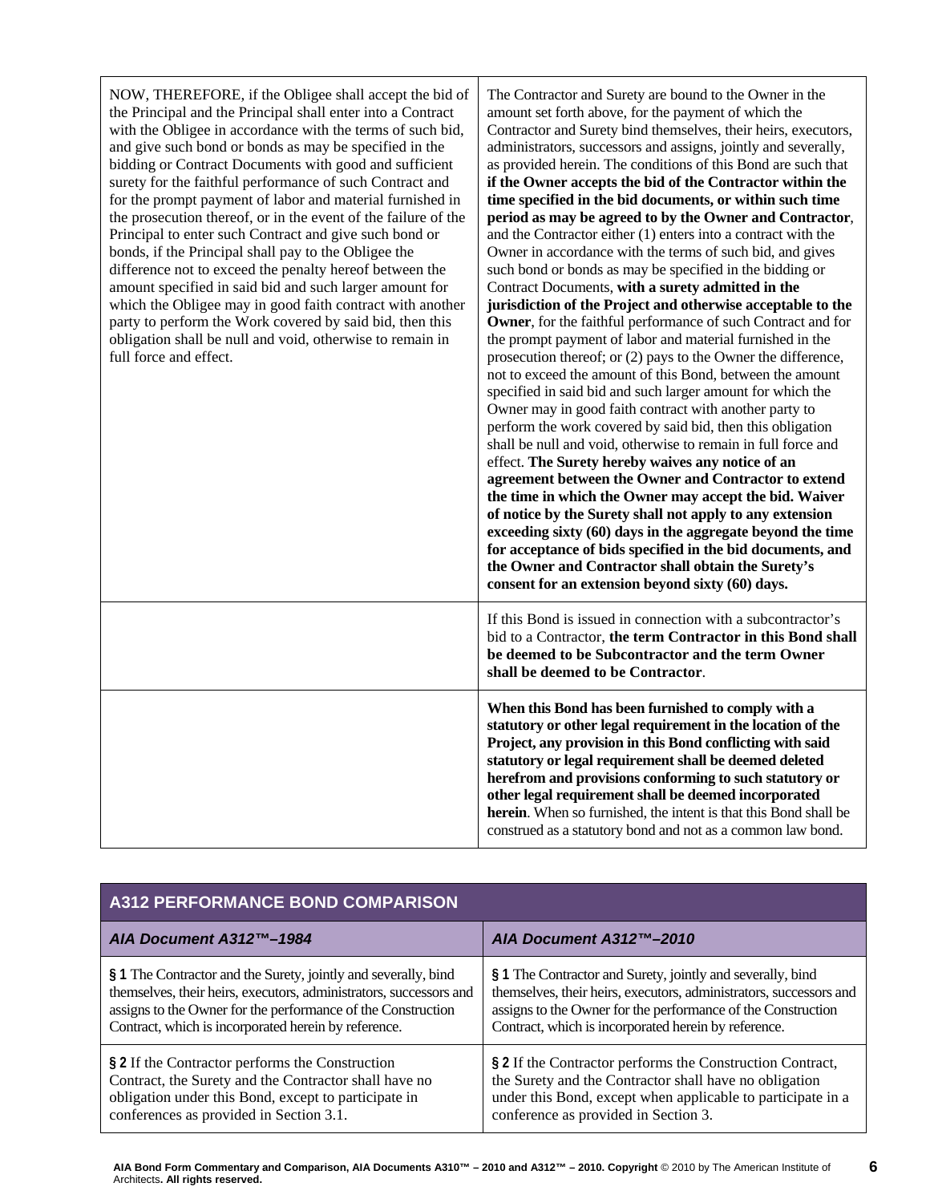| | |
|---|---|
| NOW, THEREFORE, if the Obligee shall accept the bid of the Principal and the Principal shall enter into a Contract with the Obligee in accordance with the terms of such bid, and give such bond or bonds as may be specified in the bidding or Contract Documents with good and sufficient surety for the faithful performance of such Contract and for the prompt payment of labor and material furnished in the prosecution thereof, or in the event of the failure of the Principal to enter such Contract and give such bond or bonds, if the Principal shall pay to the Obligee the difference not to exceed the penalty hereof between the amount specified in said bid and such larger amount for which the Obligee may in good faith contract with another party to perform the Work covered by said bid, then this obligation shall be null and void, otherwise to remain in full force and effect. | The Contractor and Surety are bound to the Owner in the amount set forth above, for the payment of which the Contractor and Surety bind themselves, their heirs, executors, administrators, successors and assigns, jointly and severally, as provided herein. The conditions of this Bond are such that **if the Owner accepts the bid of the Contractor within the time specified in the bid documents, or within such time period as may be agreed to by the Owner and Contractor**, and the Contractor either (1) enters into a contract with the Owner in accordance with the terms of such bid, and gives such bond or bonds as may be specified in the bidding or Contract Documents, **with a surety admitted in the jurisdiction of the Project and otherwise acceptable to the Owner**, for the faithful performance of such Contract and for the prompt payment of labor and material furnished in the prosecution thereof; or (2) pays to the Owner the difference, not to exceed the amount of this Bond, between the amount specified in said bid and such larger amount for which the Owner may in good faith contract with another party to perform the work covered by said bid, then this obligation shall be null and void, otherwise to remain in full force and effect. **The Surety hereby waives any notice of an agreement between the Owner and Contractor to extend the time in which the Owner may accept the bid. Waiver of notice by the Surety shall not apply to any extension exceeding sixty (60) days in the aggregate beyond the time for acceptance of bids specified in the bid documents, and the Owner and Contractor shall obtain the Surety's consent for an extension beyond sixty (60) days.** |
| | If this Bond is issued in connection with a subcontractor's bid to a Contractor, **the term Contractor in this Bond shall be deemed to be Subcontractor and the term Owner shall be deemed to be Contractor**. |
| | **When this Bond has been furnished to comply with a statutory or other legal requirement in the location of the Project, any provision in this Bond conflicting with said statutory or legal requirement shall be deemed deleted herefrom and provisions conforming to such statutory or other legal requirement shall be deemed incorporated herein**. When so furnished, the intent is that this Bond shall be construed as a statutory bond and not as a common law bond. |

## A312 PERFORMANCE BOND COMPARISON

| *AIA Document A312™–1984* | *AIA Document A312™–2010* |
|---|---|
| **§ 1** The Contractor and the Surety, jointly and severally, bind themselves, their heirs, executors, administrators, successors and assigns to the Owner for the performance of the Construction Contract, which is incorporated herein by reference. | **§ 1** The Contractor and Surety, jointly and severally, bind themselves, their heirs, executors, administrators, successors and assigns to the Owner for the performance of the Construction Contract, which is incorporated herein by reference. |
| **§ 2** If the Contractor performs the Construction Contract, the Surety and the Contractor shall have no obligation under this Bond, except to participate in conferences as provided in Section 3.1. | **§ 2** If the Contractor performs the Construction Contract, the Surety and the Contractor shall have no obligation under this Bond, except when applicable to participate in a conference as provided in Section 3. |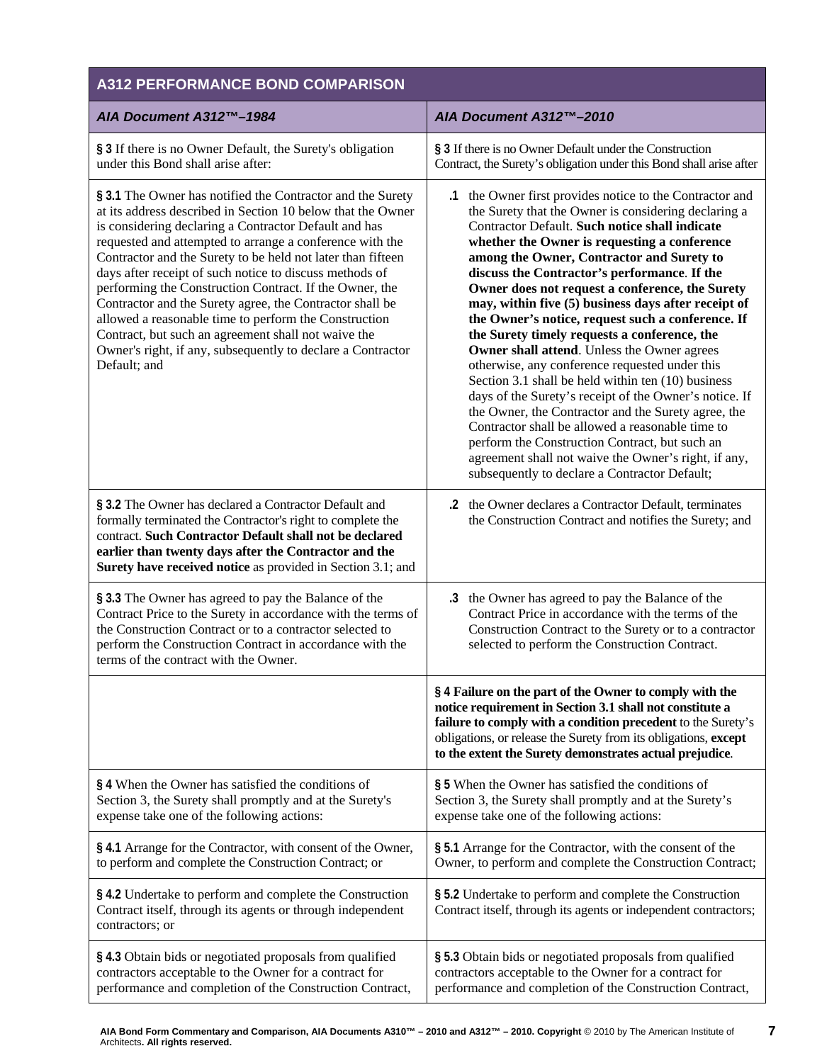| A312 PERFORMANCE BOND COMPARISON | |
|---|---|
| ***AIA Document A312™–1984*** | ***AIA Document A312™–2010*** |
| **§ 3** If there is no Owner Default, the Surety's obligation under this Bond shall arise after: | **§ 3** If there is no Owner Default under the Construction Contract, the Surety's obligation under this Bond shall arise after |
| **§ 3.1** The Owner has notified the Contractor and the Surety at its address described in Section 10 below that the Owner is considering declaring a Contractor Default and has requested and attempted to arrange a conference with the Contractor and the Surety to be held not later than fifteen days after receipt of such notice to discuss methods of performing the Construction Contract. If the Owner, the Contractor and the Surety agree, the Contractor shall be allowed a reasonable time to perform the Construction Contract, but such an agreement shall not waive the Owner's right, if any, subsequently to declare a Contractor Default; and | **.1** the Owner first provides notice to the Contractor and the Surety that the Owner is considering declaring a Contractor Default. **Such notice shall indicate whether the Owner is requesting a conference among the Owner, Contractor and Surety to discuss the Contractor's performance**. **If the Owner does not request a conference, the Surety may, within five (5) business days after receipt of the Owner's notice, request such a conference. If the Surety timely requests a conference, the Owner shall attend**. Unless the Owner agrees otherwise, any conference requested under this Section 3.1 shall be held within ten (10) business days of the Surety's receipt of the Owner's notice. If the Owner, the Contractor and the Surety agree, the Contractor shall be allowed a reasonable time to perform the Construction Contract, but such an agreement shall not waive the Owner's right, if any, subsequently to declare a Contractor Default; |
| **§ 3.2** The Owner has declared a Contractor Default and formally terminated the Contractor's right to complete the contract. **Such Contractor Default shall not be declared earlier than twenty days after the Contractor and the Surety have received notice** as provided in Section 3.1; and | **.2** the Owner declares a Contractor Default, terminates the Construction Contract and notifies the Surety; and |
| **§ 3.3** The Owner has agreed to pay the Balance of the Contract Price to the Surety in accordance with the terms of the Construction Contract or to a contractor selected to perform the Construction Contract in accordance with the terms of the contract with the Owner. | **.3** the Owner has agreed to pay the Balance of the Contract Price in accordance with the terms of the Construction Contract to the Surety or to a contractor selected to perform the Construction Contract. |
| | **§ 4 Failure on the part of the Owner to comply with the notice requirement in Section 3.1 shall not constitute a failure to comply with a condition precedent** to the Surety's obligations, or release the Surety from its obligations, **except to the extent the Surety demonstrates actual prejudice**. |
| **§ 4** When the Owner has satisfied the conditions of Section 3, the Surety shall promptly and at the Surety's expense take one of the following actions: | **§ 5** When the Owner has satisfied the conditions of Section 3, the Surety shall promptly and at the Surety's expense take one of the following actions: |
| **§ 4.1** Arrange for the Contractor, with consent of the Owner, to perform and complete the Construction Contract; or | **§ 5.1** Arrange for the Contractor, with the consent of the Owner, to perform and complete the Construction Contract; |
| **§ 4.2** Undertake to perform and complete the Construction Contract itself, through its agents or through independent contractors; or | **§ 5.2** Undertake to perform and complete the Construction Contract itself, through its agents or independent contractors; |
| **§ 4.3** Obtain bids or negotiated proposals from qualified contractors acceptable to the Owner for a contract for performance and completion of the Construction Contract, | **§ 5.3** Obtain bids or negotiated proposals from qualified contractors acceptable to the Owner for a contract for performance and completion of the Construction Contract, |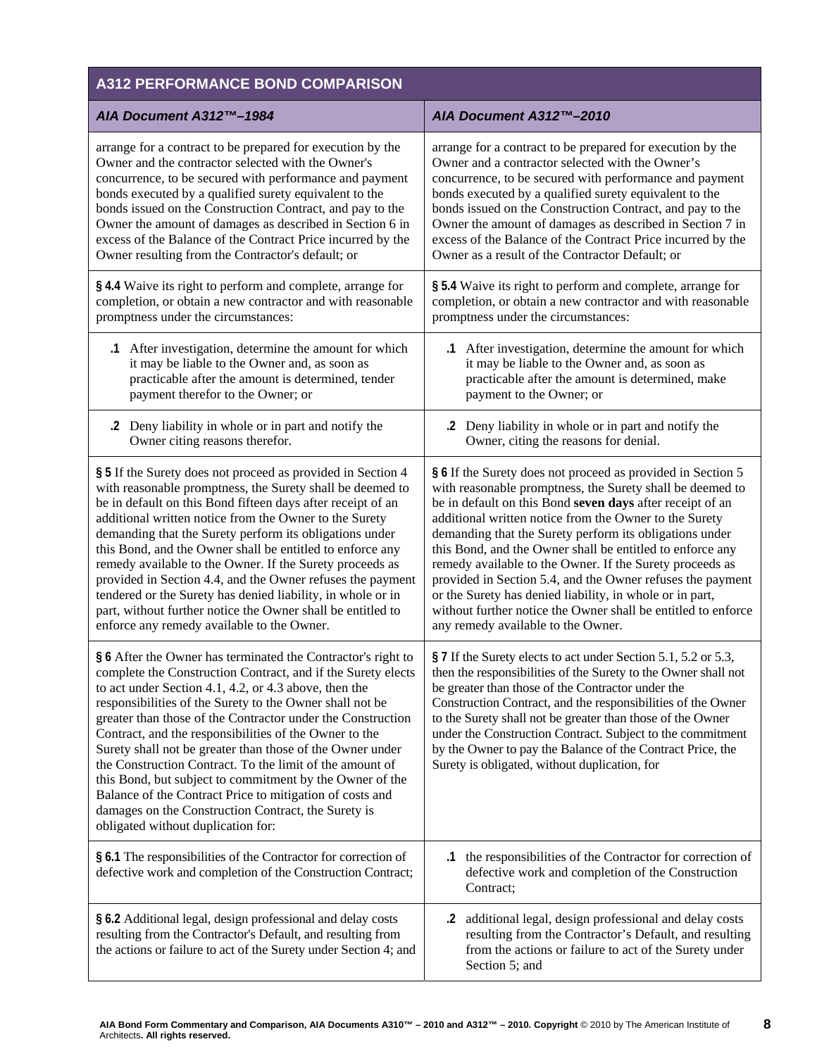| A312 PERFORMANCE BOND COMPARISON | |
|---|---|
| ***AIA Document A312™–1984*** | ***AIA Document A312™–2010*** |
| arrange for a contract to be prepared for execution by the Owner and the contractor selected with the Owner's concurrence, to be secured with performance and payment bonds executed by a qualified surety equivalent to the bonds issued on the Construction Contract, and pay to the Owner the amount of damages as described in Section 6 in excess of the Balance of the Contract Price incurred by the Owner resulting from the Contractor's default; or | arrange for a contract to be prepared for execution by the Owner and a contractor selected with the Owner's concurrence, to be secured with performance and payment bonds executed by a qualified surety equivalent to the bonds issued on the Construction Contract, and pay to the Owner the amount of damages as described in Section 7 in excess of the Balance of the Contract Price incurred by the Owner as a result of the Contractor Default; or |
| **§ 4.4** Waive its right to perform and complete, arrange for completion, or obtain a new contractor and with reasonable promptness under the circumstances: | **§ 5.4** Waive its right to perform and complete, arrange for completion, or obtain a new contractor and with reasonable promptness under the circumstances: |
| **.1** After investigation, determine the amount for which it may be liable to the Owner and, as soon as practicable after the amount is determined, tender payment therefor to the Owner; or | **.1** After investigation, determine the amount for which it may be liable to the Owner and, as soon as practicable after the amount is determined, make payment to the Owner; or |
| **.2** Deny liability in whole or in part and notify the Owner citing reasons therefor. | **.2** Deny liability in whole or in part and notify the Owner, citing the reasons for denial. |
| **§ 5** If the Surety does not proceed as provided in Section 4 with reasonable promptness, the Surety shall be deemed to be in default on this Bond fifteen days after receipt of an additional written notice from the Owner to the Surety demanding that the Surety perform its obligations under this Bond, and the Owner shall be entitled to enforce any remedy available to the Owner. If the Surety proceeds as provided in Section 4.4, and the Owner refuses the payment tendered or the Surety has denied liability, in whole or in part, without further notice the Owner shall be entitled to enforce any remedy available to the Owner. | **§ 6** If the Surety does not proceed as provided in Section 5 with reasonable promptness, the Surety shall be deemed to be in default on this Bond **seven days** after receipt of an additional written notice from the Owner to the Surety demanding that the Surety perform its obligations under this Bond, and the Owner shall be entitled to enforce any remedy available to the Owner. If the Surety proceeds as provided in Section 5.4, and the Owner refuses the payment or the Surety has denied liability, in whole or in part, without further notice the Owner shall be entitled to enforce any remedy available to the Owner. |
| **§ 6** After the Owner has terminated the Contractor's right to complete the Construction Contract, and if the Surety elects to act under Section 4.1, 4.2, or 4.3 above, then the responsibilities of the Surety to the Owner shall not be greater than those of the Contractor under the Construction Contract, and the responsibilities of the Owner to the Surety shall not be greater than those of the Owner under the Construction Contract. To the limit of the amount of this Bond, but subject to commitment by the Owner of the Balance of the Contract Price to mitigation of costs and damages on the Construction Contract, the Surety is obligated without duplication for: | **§ 7** If the Surety elects to act under Section 5.1, 5.2 or 5.3, then the responsibilities of the Surety to the Owner shall not be greater than those of the Contractor under the Construction Contract, and the responsibilities of the Owner to the Surety shall not be greater than those of the Owner under the Construction Contract. Subject to the commitment by the Owner to pay the Balance of the Contract Price, the Surety is obligated, without duplication, for |
| **§ 6.1** The responsibilities of the Contractor for correction of defective work and completion of the Construction Contract; | **.1** the responsibilities of the Contractor for correction of defective work and completion of the Construction Contract; |
| **§ 6.2** Additional legal, design professional and delay costs resulting from the Contractor's Default, and resulting from the actions or failure to act of the Surety under Section 4; and | **.2** additional legal, design professional and delay costs resulting from the Contractor's Default, and resulting from the actions or failure to act of the Surety under Section 5; and |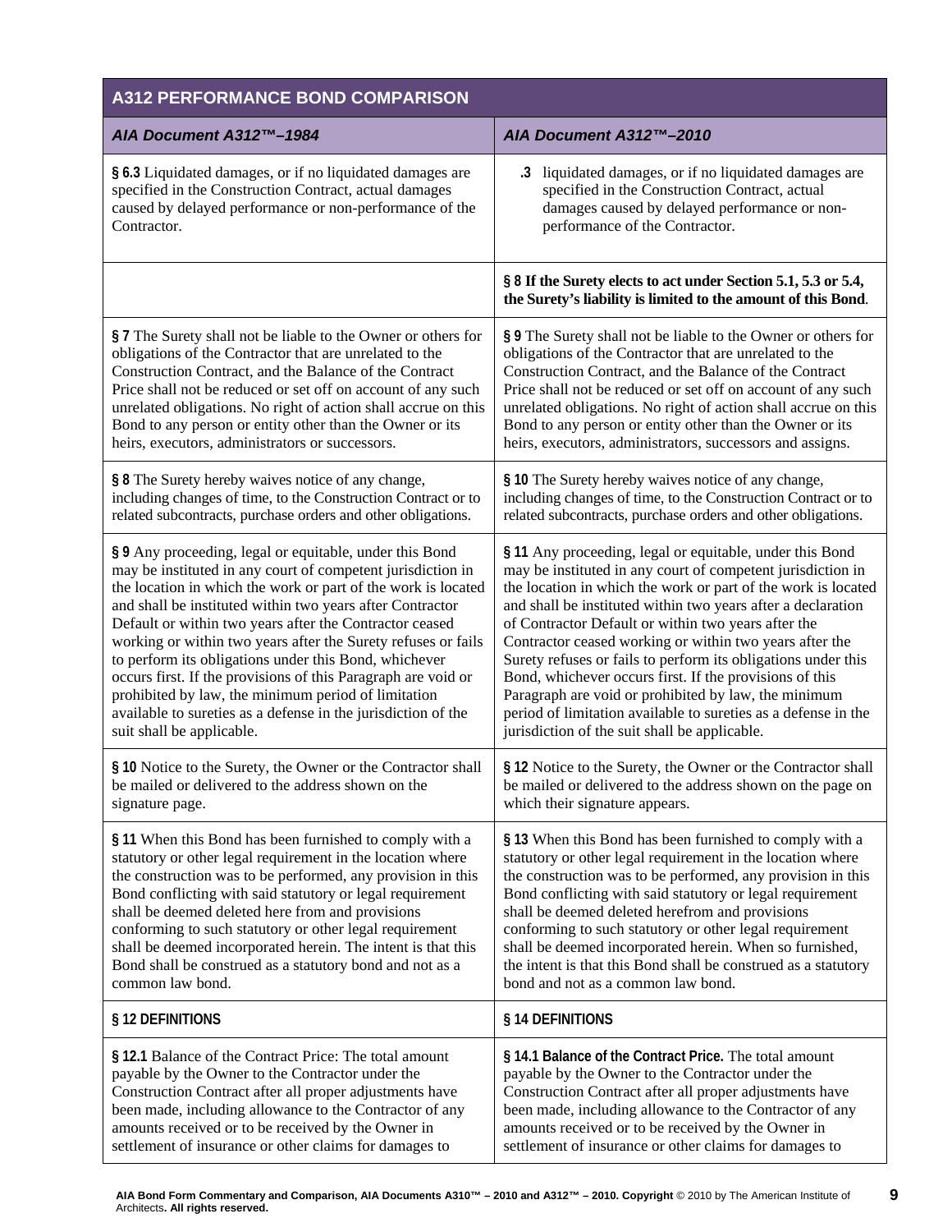| A312 PERFORMANCE BOND COMPARISON | |
|---|---|
| ***AIA Document A312™–1984*** | ***AIA Document A312™–2010*** |
| **§ 6.3** Liquidated damages, or if no liquidated damages are specified in the Construction Contract, actual damages caused by delayed performance or non-performance of the Contractor. | **.3** liquidated damages, or if no liquidated damages are specified in the Construction Contract, actual damages caused by delayed performance or non-performance of the Contractor. |
| | **§ 8 If the Surety elects to act under Section 5.1, 5.3 or 5.4, the Surety's liability is limited to the amount of this Bond**. |
| **§ 7** The Surety shall not be liable to the Owner or others for obligations of the Contractor that are unrelated to the Construction Contract, and the Balance of the Contract Price shall not be reduced or set off on account of any such unrelated obligations. No right of action shall accrue on this Bond to any person or entity other than the Owner or its heirs, executors, administrators or successors. | **§ 9** The Surety shall not be liable to the Owner or others for obligations of the Contractor that are unrelated to the Construction Contract, and the Balance of the Contract Price shall not be reduced or set off on account of any such unrelated obligations. No right of action shall accrue on this Bond to any person or entity other than the Owner or its heirs, executors, administrators, successors and assigns. |
| **§ 8** The Surety hereby waives notice of any change, including changes of time, to the Construction Contract or to related subcontracts, purchase orders and other obligations. | **§ 10** The Surety hereby waives notice of any change, including changes of time, to the Construction Contract or to related subcontracts, purchase orders and other obligations. |
| **§ 9** Any proceeding, legal or equitable, under this Bond may be instituted in any court of competent jurisdiction in the location in which the work or part of the work is located and shall be instituted within two years after Contractor Default or within two years after the Contractor ceased working or within two years after the Surety refuses or fails to perform its obligations under this Bond, whichever occurs first. If the provisions of this Paragraph are void or prohibited by law, the minimum period of limitation available to sureties as a defense in the jurisdiction of the suit shall be applicable. | **§ 11** Any proceeding, legal or equitable, under this Bond may be instituted in any court of competent jurisdiction in the location in which the work or part of the work is located and shall be instituted within two years after a declaration of Contractor Default or within two years after the Contractor ceased working or within two years after the Surety refuses or fails to perform its obligations under this Bond, whichever occurs first. If the provisions of this Paragraph are void or prohibited by law, the minimum period of limitation available to sureties as a defense in the jurisdiction of the suit shall be applicable. |
| **§ 10** Notice to the Surety, the Owner or the Contractor shall be mailed or delivered to the address shown on the signature page. | **§ 12** Notice to the Surety, the Owner or the Contractor shall be mailed or delivered to the address shown on the page on which their signature appears. |
| **§ 11** When this Bond has been furnished to comply with a statutory or other legal requirement in the location where the construction was to be performed, any provision in this Bond conflicting with said statutory or legal requirement shall be deemed deleted here from and provisions conforming to such statutory or other legal requirement shall be deemed incorporated herein. The intent is that this Bond shall be construed as a statutory bond and not as a common law bond. | **§ 13** When this Bond has been furnished to comply with a statutory or other legal requirement in the location where the construction was to be performed, any provision in this Bond conflicting with said statutory or legal requirement shall be deemed deleted herefrom and provisions conforming to such statutory or other legal requirement shall be deemed incorporated herein. When so furnished, the intent is that this Bond shall be construed as a statutory bond and not as a common law bond. |
| **§ 12 DEFINITIONS** | **§ 14 DEFINITIONS** |
| **§ 12.1** Balance of the Contract Price: The total amount payable by the Owner to the Contractor under the Construction Contract after all proper adjustments have been made, including allowance to the Contractor of any amounts received or to be received by the Owner in settlement of insurance or other claims for damages to | **§ 14.1 Balance of the Contract Price.** The total amount payable by the Owner to the Contractor under the Construction Contract after all proper adjustments have been made, including allowance to the Contractor of any amounts received or to be received by the Owner in settlement of insurance or other claims for damages to |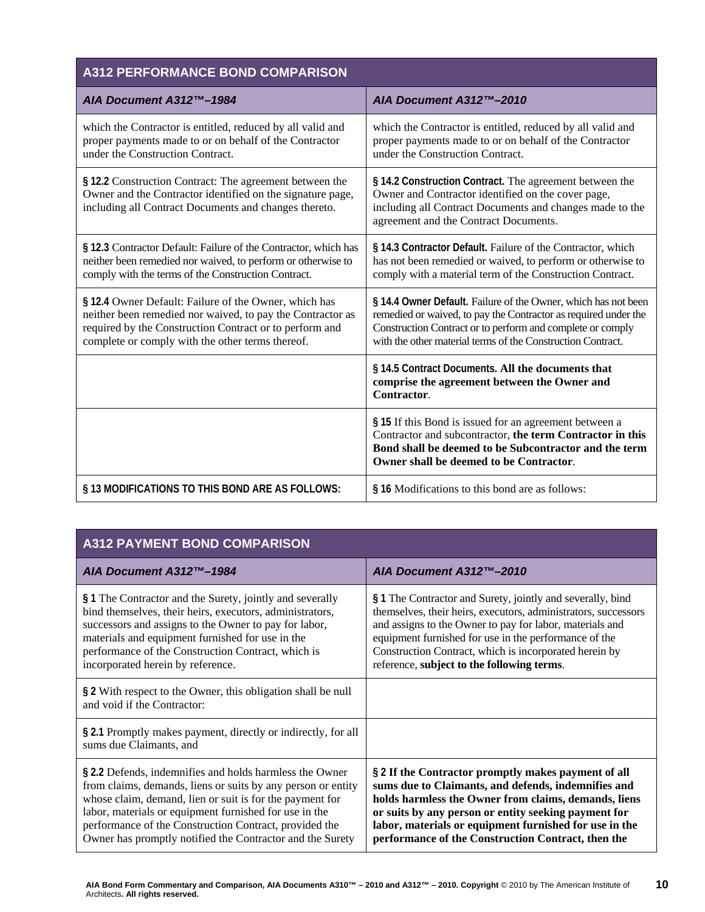| A312 PERFORMANCE BOND COMPARISON | |
|---|---|
| *AIA Document A312™–1984* | *AIA Document A312™–2010* |
| which the Contractor is entitled, reduced by all valid and proper payments made to or on behalf of the Contractor under the Construction Contract. | which the Contractor is entitled, reduced by all valid and proper payments made to or on behalf of the Contractor under the Construction Contract. |
| **§ 12.2** Construction Contract: The agreement between the Owner and the Contractor identified on the signature page, including all Contract Documents and changes thereto. | **§ 14.2 Construction Contract.** The agreement between the Owner and Contractor identified on the cover page, including all Contract Documents and changes made to the agreement and the Contract Documents. |
| **§ 12.3** Contractor Default: Failure of the Contractor, which has neither been remedied nor waived, to perform or otherwise to comply with the terms of the Construction Contract. | **§ 14.3 Contractor Default.** Failure of the Contractor, which has not been remedied or waived, to perform or otherwise to comply with a material term of the Construction Contract. |
| **§ 12.4** Owner Default: Failure of the Owner, which has neither been remedied nor waived, to pay the Contractor as required by the Construction Contract or to perform and complete or comply with the other terms thereof. | **§ 14.4 Owner Default.** Failure of the Owner, which has not been remedied or waived, to pay the Contractor as required under the Construction Contract or to perform and complete or comply with the other material terms of the Construction Contract. |
| | **§ 14.5 Contract Documents. All the documents that comprise the agreement between the Owner and Contractor**. |
| | **§ 15** If this Bond is issued for an agreement between a Contractor and subcontractor, **the term Contractor in this Bond shall be deemed to be Subcontractor and the term Owner shall be deemed to be Contractor**. |
| **§ 13 MODIFICATIONS TO THIS BOND ARE AS FOLLOWS:** | **§ 16** Modifications to this bond are as follows: |

| A312 PAYMENT BOND COMPARISON | |
|---|---|
| *AIA Document A312™–1984* | *AIA Document A312™–2010* |
| **§ 1** The Contractor and the Surety, jointly and severally bind themselves, their heirs, executors, administrators, successors and assigns to the Owner to pay for labor, materials and equipment furnished for use in the performance of the Construction Contract, which is incorporated herein by reference. | **§ 1** The Contractor and Surety, jointly and severally, bind themselves, their heirs, executors, administrators, successors and assigns to the Owner to pay for labor, materials and equipment furnished for use in the performance of the Construction Contract, which is incorporated herein by reference, **subject to the following terms**. |
| **§ 2** With respect to the Owner, this obligation shall be null and void if the Contractor: | |
| **§ 2.1** Promptly makes payment, directly or indirectly, for all sums due Claimants, and | |
| **§ 2.2** Defends, indemnifies and holds harmless the Owner from claims, demands, liens or suits by any person or entity whose claim, demand, lien or suit is for the payment for labor, materials or equipment furnished for use in the performance of the Construction Contract, provided the Owner has promptly notified the Contractor and the Surety | **§ 2 If the Contractor promptly makes payment of all sums due to Claimants, and defends, indemnifies and holds harmless the Owner from claims, demands, liens or suits by any person or entity seeking payment for labor, materials or equipment furnished for use in the performance of the Construction Contract, then the** |

**AIA Bond Form Commentary and Comparison, AIA Documents A310™ – 2010 and A312™ – 2010. Copyright** © 2010 by The American Institute of Architects**. All rights reserved.**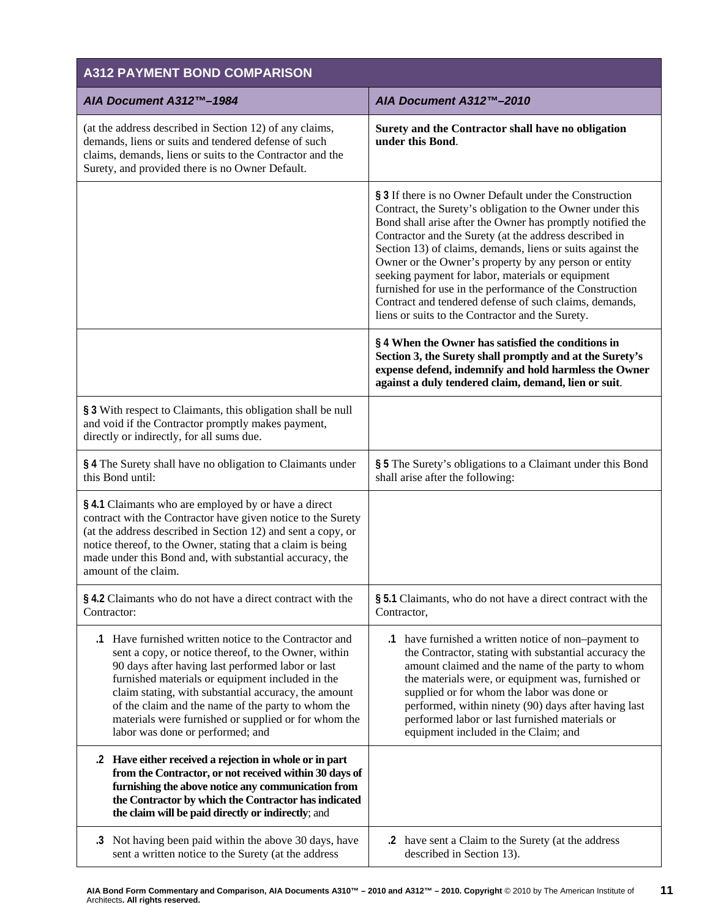| A312 PAYMENT BOND COMPARISON | |
|---|---|
| ***AIA Document A312™–1984*** | ***AIA Document A312™–2010*** |
| (at the address described in Section 12) of any claims, demands, liens or suits and tendered defense of such claims, demands, liens or suits to the Contractor and the Surety, and provided there is no Owner Default. | **Surety and the Contractor shall have no obligation under this Bond**. |
| | **§ 3** If there is no Owner Default under the Construction Contract, the Surety's obligation to the Owner under this Bond shall arise after the Owner has promptly notified the Contractor and the Surety (at the address described in Section 13) of claims, demands, liens or suits against the Owner or the Owner's property by any person or entity seeking payment for labor, materials or equipment furnished for use in the performance of the Construction Contract and tendered defense of such claims, demands, liens or suits to the Contractor and the Surety. |
| | **§ 4 When the Owner has satisfied the conditions in Section 3, the Surety shall promptly and at the Surety's expense defend, indemnify and hold harmless the Owner against a duly tendered claim, demand, lien or suit**. |
| **§ 3** With respect to Claimants, this obligation shall be null and void if the Contractor promptly makes payment, directly or indirectly, for all sums due. | |
| **§ 4** The Surety shall have no obligation to Claimants under this Bond until: | **§ 5** The Surety's obligations to a Claimant under this Bond shall arise after the following: |
| **§ 4.1** Claimants who are employed by or have a direct contract with the Contractor have given notice to the Surety (at the address described in Section 12) and sent a copy, or notice thereof, to the Owner, stating that a claim is being made under this Bond and, with substantial accuracy, the amount of the claim. | |
| **§ 4.2** Claimants who do not have a direct contract with the Contractor: | **§ 5.1** Claimants, who do not have a direct contract with the Contractor, |
| **.1** Have furnished written notice to the Contractor and sent a copy, or notice thereof, to the Owner, within 90 days after having last performed labor or last furnished materials or equipment included in the claim stating, with substantial accuracy, the amount of the claim and the name of the party to whom the materials were furnished or supplied or for whom the labor was done or performed; and | **.1** have furnished a written notice of non–payment to the Contractor, stating with substantial accuracy the amount claimed and the name of the party to whom the materials were, or equipment was, furnished or supplied or for whom the labor was done or performed, within ninety (90) days after having last performed labor or last furnished materials or equipment included in the Claim; and |
| **.2 Have either received a rejection in whole or in part from the Contractor, or not received within 30 days of furnishing the above notice any communication from the Contractor by which the Contractor has indicated the claim will be paid directly or indirectly**; and | |
| **.3** Not having been paid within the above 30 days, have sent a written notice to the Surety (at the address | **.2** have sent a Claim to the Surety (at the address described in Section 13). |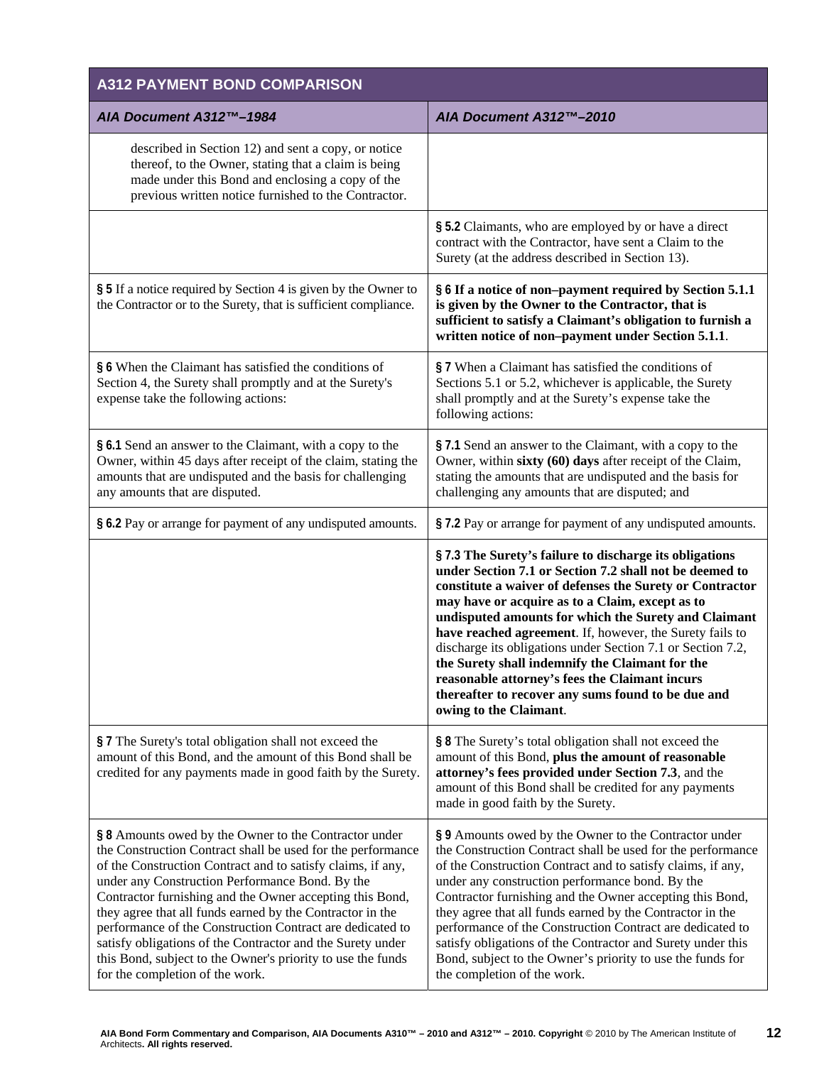| A312 PAYMENT BOND COMPARISON | |
|---|---|
| *AIA Document A312™–1984* | *AIA Document A312™–2010* |
| described in Section 12) and sent a copy, or notice thereof, to the Owner, stating that a claim is being made under this Bond and enclosing a copy of the previous written notice furnished to the Contractor. | |
| | **§ 5.2** Claimants, who are employed by or have a direct contract with the Contractor, have sent a Claim to the Surety (at the address described in Section 13). |
| **§ 5** If a notice required by Section 4 is given by the Owner to the Contractor or to the Surety, that is sufficient compliance. | **§ 6 If a notice of non–payment required by Section 5.1.1 is given by the Owner to the Contractor, that is sufficient to satisfy a Claimant's obligation to furnish a written notice of non–payment under Section 5.1.1**. |
| **§ 6** When the Claimant has satisfied the conditions of Section 4, the Surety shall promptly and at the Surety's expense take the following actions: | **§ 7** When a Claimant has satisfied the conditions of Sections 5.1 or 5.2, whichever is applicable, the Surety shall promptly and at the Surety's expense take the following actions: |
| **§ 6.1** Send an answer to the Claimant, with a copy to the Owner, within 45 days after receipt of the claim, stating the amounts that are undisputed and the basis for challenging any amounts that are disputed. | **§ 7.1** Send an answer to the Claimant, with a copy to the Owner, within **sixty (60) days** after receipt of the Claim, stating the amounts that are undisputed and the basis for challenging any amounts that are disputed; and |
| **§ 6.2** Pay or arrange for payment of any undisputed amounts. | **§ 7.2** Pay or arrange for payment of any undisputed amounts. |
| | **§ 7.3 The Surety's failure to discharge its obligations under Section 7.1 or Section 7.2 shall not be deemed to constitute a waiver of defenses the Surety or Contractor may have or acquire as to a Claim, except as to undisputed amounts for which the Surety and Claimant have reached agreement**. If, however, the Surety fails to discharge its obligations under Section 7.1 or Section 7.2, **the Surety shall indemnify the Claimant for the reasonable attorney's fees the Claimant incurs thereafter to recover any sums found to be due and owing to the Claimant**. |
| **§ 7** The Surety's total obligation shall not exceed the amount of this Bond, and the amount of this Bond shall be credited for any payments made in good faith by the Surety. | **§ 8** The Surety's total obligation shall not exceed the amount of this Bond, **plus the amount of reasonable attorney's fees provided under Section 7.3**, and the amount of this Bond shall be credited for any payments made in good faith by the Surety. |
| **§ 8** Amounts owed by the Owner to the Contractor under the Construction Contract shall be used for the performance of the Construction Contract and to satisfy claims, if any, under any Construction Performance Bond. By the Contractor furnishing and the Owner accepting this Bond, they agree that all funds earned by the Contractor in the performance of the Construction Contract are dedicated to satisfy obligations of the Contractor and the Surety under this Bond, subject to the Owner's priority to use the funds for the completion of the work. | **§ 9** Amounts owed by the Owner to the Contractor under the Construction Contract shall be used for the performance of the Construction Contract and to satisfy claims, if any, under any construction performance bond. By the Contractor furnishing and the Owner accepting this Bond, they agree that all funds earned by the Contractor in the performance of the Construction Contract are dedicated to satisfy obligations of the Contractor and Surety under this Bond, subject to the Owner's priority to use the funds for the completion of the work. |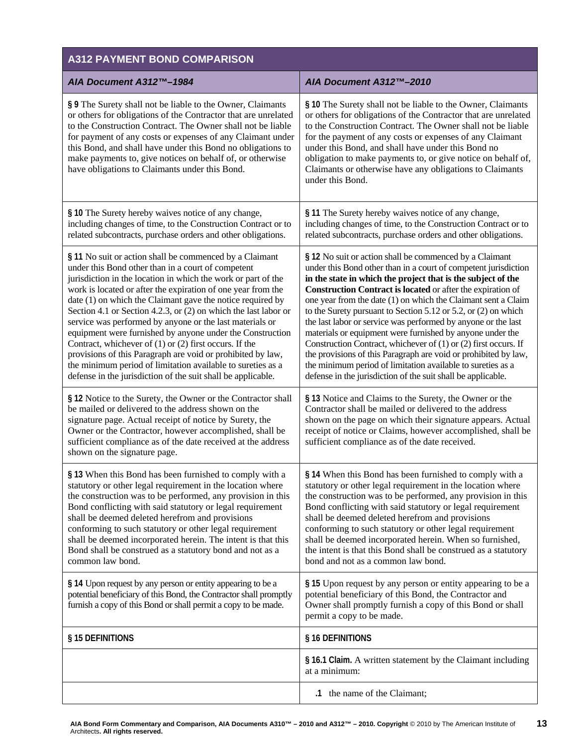| A312 PAYMENT BOND COMPARISON | |
|---|---|
| ***AIA Document A312™–1984*** | ***AIA Document A312™–2010*** |
| **§ 9** The Surety shall not be liable to the Owner, Claimants or others for obligations of the Contractor that are unrelated to the Construction Contract. The Owner shall not be liable for payment of any costs or expenses of any Claimant under this Bond, and shall have under this Bond no obligations to make payments to, give notices on behalf of, or otherwise have obligations to Claimants under this Bond. | **§ 10** The Surety shall not be liable to the Owner, Claimants or others for obligations of the Contractor that are unrelated to the Construction Contract. The Owner shall not be liable for the payment of any costs or expenses of any Claimant under this Bond, and shall have under this Bond no obligation to make payments to, or give notice on behalf of, Claimants or otherwise have any obligations to Claimants under this Bond. |
| **§ 10** The Surety hereby waives notice of any change, including changes of time, to the Construction Contract or to related subcontracts, purchase orders and other obligations. | **§ 11** The Surety hereby waives notice of any change, including changes of time, to the Construction Contract or to related subcontracts, purchase orders and other obligations. |
| **§ 11** No suit or action shall be commenced by a Claimant under this Bond other than in a court of competent jurisdiction in the location in which the work or part of the work is located or after the expiration of one year from the date (1) on which the Claimant gave the notice required by Section 4.1 or Section 4.2.3, or (2) on which the last labor or service was performed by anyone or the last materials or equipment were furnished by anyone under the Construction Contract, whichever of (1) or (2) first occurs. If the provisions of this Paragraph are void or prohibited by law, the minimum period of limitation available to sureties as a defense in the jurisdiction of the suit shall be applicable. | **§ 12** No suit or action shall be commenced by a Claimant under this Bond other than in a court of competent jurisdiction **in the state in which the project that is the subject of the Construction Contract is located** or after the expiration of one year from the date (1) on which the Claimant sent a Claim to the Surety pursuant to Section 5.12 or 5.2, or (2) on which the last labor or service was performed by anyone or the last materials or equipment were furnished by anyone under the Construction Contract, whichever of (1) or (2) first occurs. If the provisions of this Paragraph are void or prohibited by law, the minimum period of limitation available to sureties as a defense in the jurisdiction of the suit shall be applicable. |
| **§ 12** Notice to the Surety, the Owner or the Contractor shall be mailed or delivered to the address shown on the signature page. Actual receipt of notice by Surety, the Owner or the Contractor, however accomplished, shall be sufficient compliance as of the date received at the address shown on the signature page. | **§ 13** Notice and Claims to the Surety, the Owner or the Contractor shall be mailed or delivered to the address shown on the page on which their signature appears. Actual receipt of notice or Claims, however accomplished, shall be sufficient compliance as of the date received. |
| **§ 13** When this Bond has been furnished to comply with a statutory or other legal requirement in the location where the construction was to be performed, any provision in this Bond conflicting with said statutory or legal requirement shall be deemed deleted herefrom and provisions conforming to such statutory or other legal requirement shall be deemed incorporated herein. The intent is that this Bond shall be construed as a statutory bond and not as a common law bond. | **§ 14** When this Bond has been furnished to comply with a statutory or other legal requirement in the location where the construction was to be performed, any provision in this Bond conflicting with said statutory or legal requirement shall be deemed deleted herefrom and provisions conforming to such statutory or other legal requirement shall be deemed incorporated herein. When so furnished, the intent is that this Bond shall be construed as a statutory bond and not as a common law bond. |
| **§ 14** Upon request by any person or entity appearing to be a potential beneficiary of this Bond, the Contractor shall promptly furnish a copy of this Bond or shall permit a copy to be made. | **§ 15** Upon request by any person or entity appearing to be a potential beneficiary of this Bond, the Contractor and Owner shall promptly furnish a copy of this Bond or shall permit a copy to be made. |
| **§ 15 DEFINITIONS** | **§ 16 DEFINITIONS** |
| | **§ 16.1 Claim.** A written statement by the Claimant including at a minimum: |
| | **.1** the name of the Claimant; |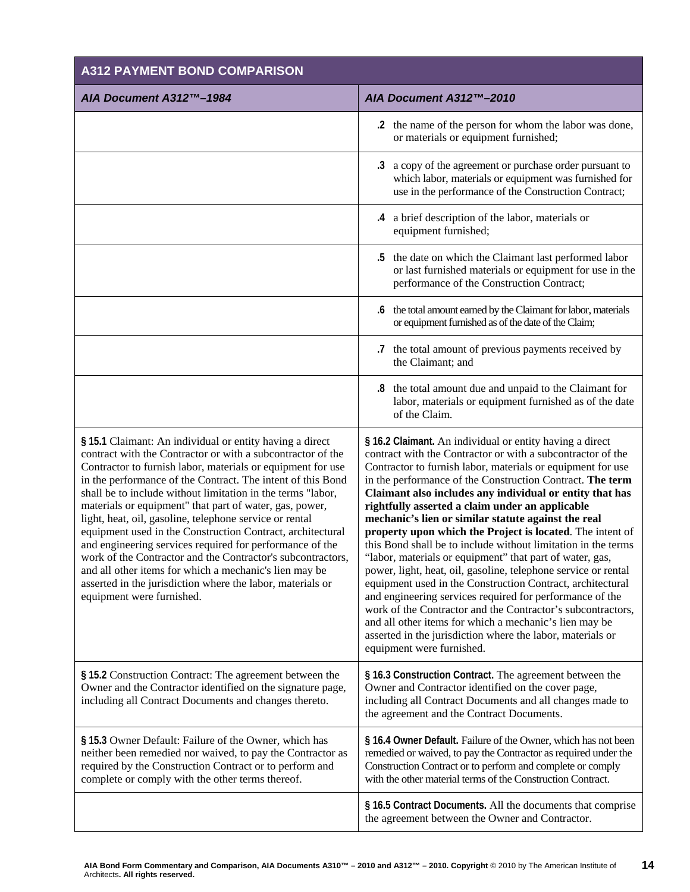| A312 PAYMENT BOND COMPARISON | |
|---|---|
| *AIA Document A312™–1984* | *AIA Document A312™–2010* |
| | **.2** the name of the person for whom the labor was done, or materials or equipment furnished; |
| | **.3** a copy of the agreement or purchase order pursuant to which labor, materials or equipment was furnished for use in the performance of the Construction Contract; |
| | **.4** a brief description of the labor, materials or equipment furnished; |
| | **.5** the date on which the Claimant last performed labor or last furnished materials or equipment for use in the performance of the Construction Contract; |
| | **.6** the total amount earned by the Claimant for labor, materials or equipment furnished as of the date of the Claim; |
| | **.7** the total amount of previous payments received by the Claimant; and |
| | **.8** the total amount due and unpaid to the Claimant for labor, materials or equipment furnished as of the date of the Claim. |
| **§ 15.1** Claimant: An individual or entity having a direct contract with the Contractor or with a subcontractor of the Contractor to furnish labor, materials or equipment for use in the performance of the Contract. The intent of this Bond shall be to include without limitation in the terms "labor, materials or equipment" that part of water, gas, power, light, heat, oil, gasoline, telephone service or rental equipment used in the Construction Contract, architectural and engineering services required for performance of the work of the Contractor and the Contractor's subcontractors, and all other items for which a mechanic's lien may be asserted in the jurisdiction where the labor, materials or equipment were furnished. | **§ 16.2 Claimant.** An individual or entity having a direct contract with the Contractor or with a subcontractor of the Contractor to furnish labor, materials or equipment for use in the performance of the Construction Contract. **The term Claimant also includes any individual or entity that has rightfully asserted a claim under an applicable mechanic's lien or similar statute against the real property upon which the Project is located**. The intent of this Bond shall be to include without limitation in the terms "labor, materials or equipment" that part of water, gas, power, light, heat, oil, gasoline, telephone service or rental equipment used in the Construction Contract, architectural and engineering services required for performance of the work of the Contractor and the Contractor's subcontractors, and all other items for which a mechanic's lien may be asserted in the jurisdiction where the labor, materials or equipment were furnished. |
| **§ 15.2** Construction Contract: The agreement between the Owner and the Contractor identified on the signature page, including all Contract Documents and changes thereto. | **§ 16.3 Construction Contract.** The agreement between the Owner and Contractor identified on the cover page, including all Contract Documents and all changes made to the agreement and the Contract Documents. |
| **§ 15.3** Owner Default: Failure of the Owner, which has neither been remedied nor waived, to pay the Contractor as required by the Construction Contract or to perform and complete or comply with the other terms thereof. | **§ 16.4 Owner Default.** Failure of the Owner, which has not been remedied or waived, to pay the Contractor as required under the Construction Contract or to perform and complete or comply with the other material terms of the Construction Contract. |
| | **§ 16.5 Contract Documents.** All the documents that comprise the agreement between the Owner and Contractor. |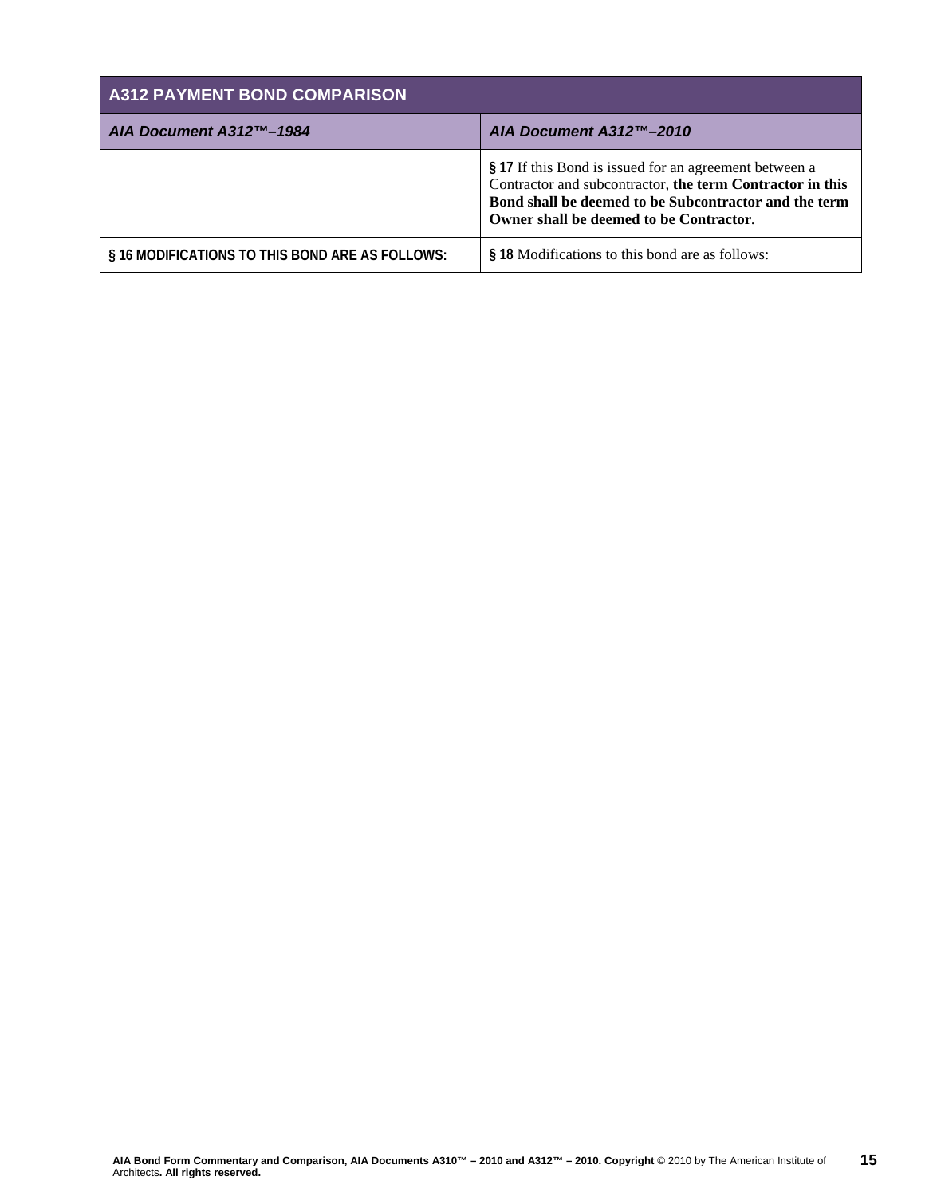| A312 PAYMENT BOND COMPARISON | |
|---|---|
| ***AIA Document A312™–1984*** | ***AIA Document A312™–2010*** |
| | **§ 17** If this Bond is issued for an agreement between a Contractor and subcontractor, **the term Contractor in this Bond shall be deemed to be Subcontractor and the term Owner shall be deemed to be Contractor**. |
| **§ 16 MODIFICATIONS TO THIS BOND ARE AS FOLLOWS:** | **§ 18** Modifications to this bond are as follows: |